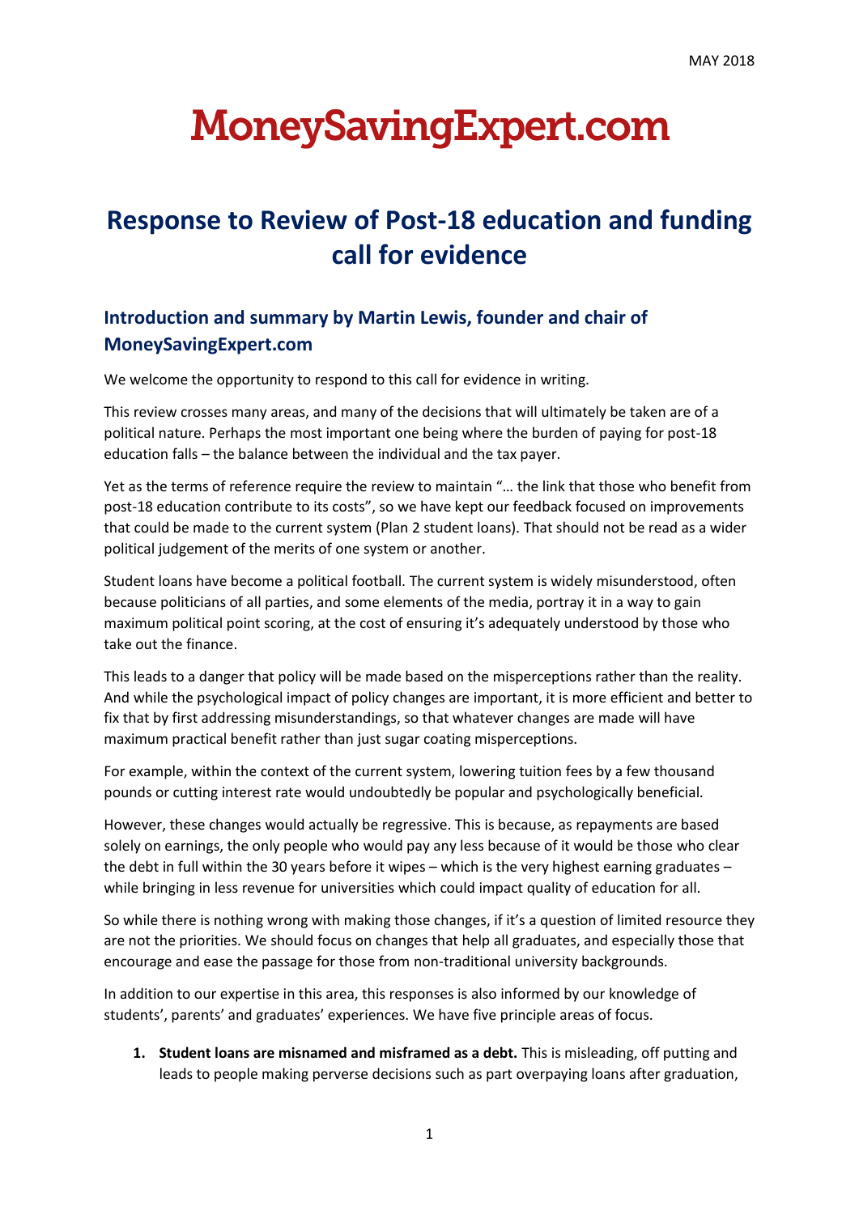MAY 2018

# MoneySavingExpert.com

## Response to Review of Post-18 education and funding call for evidence

### Introduction and summary by Martin Lewis, founder and chair of MoneySavingExpert.com

We welcome the opportunity to respond to this call for evidence in writing.

This review crosses many areas, and many of the decisions that will ultimately be taken are of a political nature. Perhaps the most important one being where the burden of paying for post-18 education falls – the balance between the individual and the tax payer.

Yet as the terms of reference require the review to maintain "… the link that those who benefit from post-18 education contribute to its costs", so we have kept our feedback focused on improvements that could be made to the current system (Plan 2 student loans). That should not be read as a wider political judgement of the merits of one system or another.

Student loans have become a political football. The current system is widely misunderstood, often because politicians of all parties, and some elements of the media, portray it in a way to gain maximum political point scoring, at the cost of ensuring it's adequately understood by those who take out the finance.

This leads to a danger that policy will be made based on the misperceptions rather than the reality. And while the psychological impact of policy changes are important, it is more efficient and better to fix that by first addressing misunderstandings, so that whatever changes are made will have maximum practical benefit rather than just sugar coating misperceptions.

For example, within the context of the current system, lowering tuition fees by a few thousand pounds or cutting interest rate would undoubtedly be popular and psychologically beneficial.

However, these changes would actually be regressive. This is because, as repayments are based solely on earnings, the only people who would pay any less because of it would be those who clear the debt in full within the 30 years before it wipes – which is the very highest earning graduates – while bringing in less revenue for universities which could impact quality of education for all.

So while there is nothing wrong with making those changes, if it's a question of limited resource they are not the priorities. We should focus on changes that help all graduates, and especially those that encourage and ease the passage for those from non-traditional university backgrounds.

In addition to our expertise in this area, this responses is also informed by our knowledge of students', parents' and graduates' experiences. We have five principle areas of focus.

1. **Student loans are misnamed and misframed as a debt.** This is misleading, off putting and leads to people making perverse decisions such as part overpaying loans after graduation,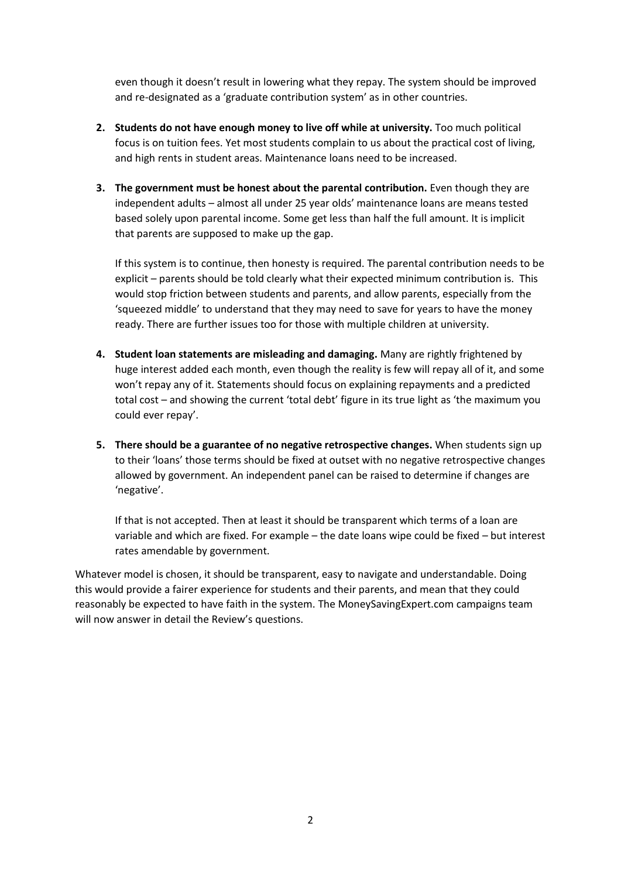even though it doesn't result in lowering what they repay. The system should be improved and re-designated as a 'graduate contribution system' as in other countries.

2. **Students do not have enough money to live off while at university.** Too much political focus is on tuition fees. Yet most students complain to us about the practical cost of living, and high rents in student areas. Maintenance loans need to be increased.

3. **The government must be honest about the parental contribution.** Even though they are independent adults – almost all under 25 year olds' maintenance loans are means tested based solely upon parental income. Some get less than half the full amount. It is implicit that parents are supposed to make up the gap.

   If this system is to continue, then honesty is required. The parental contribution needs to be explicit – parents should be told clearly what their expected minimum contribution is. This would stop friction between students and parents, and allow parents, especially from the 'squeezed middle' to understand that they may need to save for years to have the money ready. There are further issues too for those with multiple children at university.

4. **Student loan statements are misleading and damaging.** Many are rightly frightened by huge interest added each month, even though the reality is few will repay all of it, and some won't repay any of it. Statements should focus on explaining repayments and a predicted total cost – and showing the current 'total debt' figure in its true light as 'the maximum you could ever repay'.

5. **There should be a guarantee of no negative retrospective changes.** When students sign up to their 'loans' those terms should be fixed at outset with no negative retrospective changes allowed by government. An independent panel can be raised to determine if changes are 'negative'.

   If that is not accepted. Then at least it should be transparent which terms of a loan are variable and which are fixed. For example – the date loans wipe could be fixed – but interest rates amendable by government.

Whatever model is chosen, it should be transparent, easy to navigate and understandable. Doing this would provide a fairer experience for students and their parents, and mean that they could reasonably be expected to have faith in the system. The MoneySavingExpert.com campaigns team will now answer in detail the Review's questions.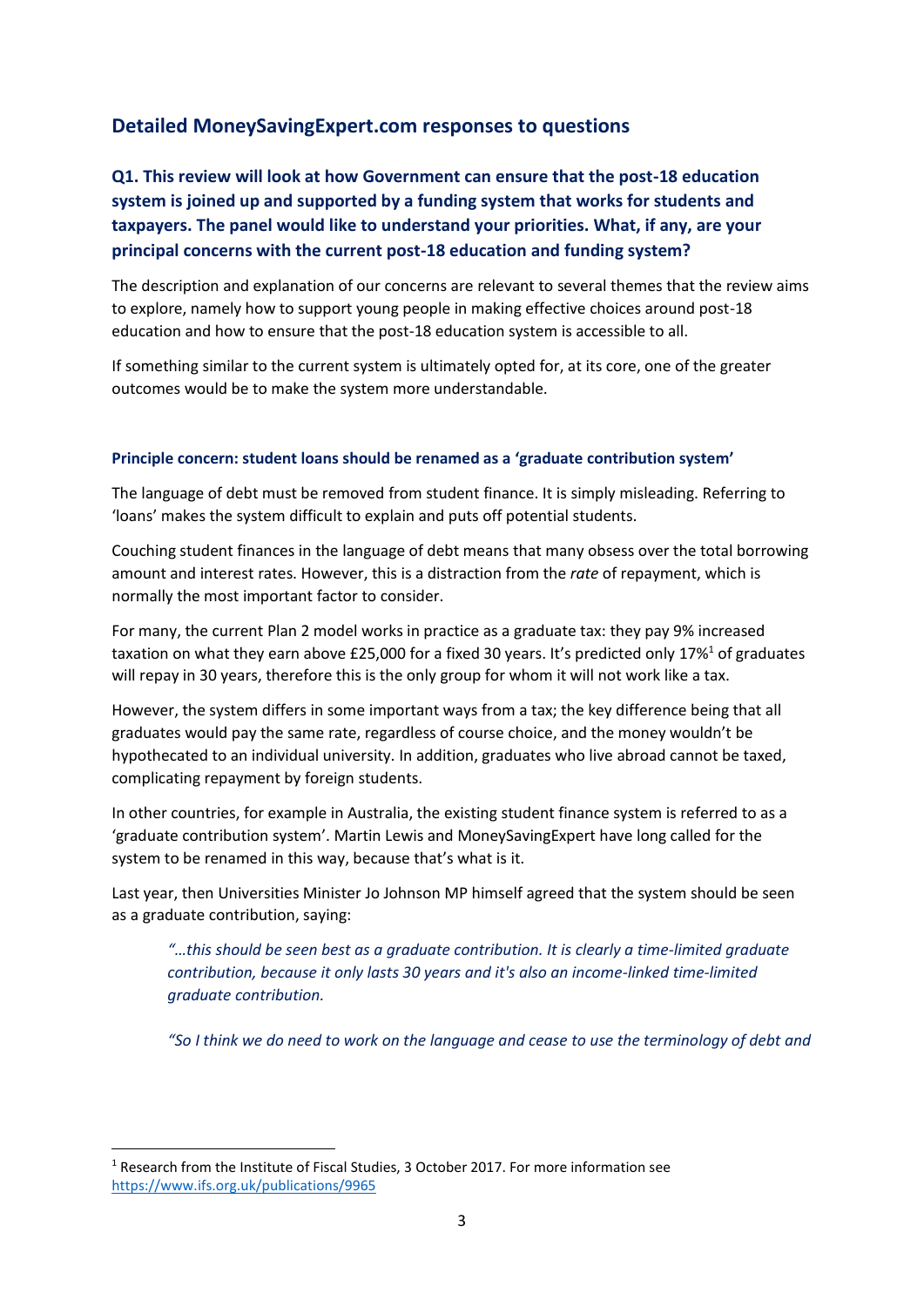## Detailed MoneySavingExpert.com responses to questions

### Q1. This review will look at how Government can ensure that the post-18 education system is joined up and supported by a funding system that works for students and taxpayers. The panel would like to understand your priorities. What, if any, are your principal concerns with the current post-18 education and funding system?

The description and explanation of our concerns are relevant to several themes that the review aims to explore, namely how to support young people in making effective choices around post-18 education and how to ensure that the post-18 education system is accessible to all.

If something similar to the current system is ultimately opted for, at its core, one of the greater outcomes would be to make the system more understandable.

#### Principle concern: student loans should be renamed as a 'graduate contribution system'

The language of debt must be removed from student finance. It is simply misleading. Referring to 'loans' makes the system difficult to explain and puts off potential students.

Couching student finances in the language of debt means that many obsess over the total borrowing amount and interest rates. However, this is a distraction from the *rate* of repayment, which is normally the most important factor to consider.

For many, the current Plan 2 model works in practice as a graduate tax: they pay 9% increased taxation on what they earn above £25,000 for a fixed 30 years. It's predicted only 17%[1] of graduates will repay in 30 years, therefore this is the only group for whom it will not work like a tax.

However, the system differs in some important ways from a tax; the key difference being that all graduates would pay the same rate, regardless of course choice, and the money wouldn't be hypothecated to an individual university. In addition, graduates who live abroad cannot be taxed, complicating repayment by foreign students.

In other countries, for example in Australia, the existing student finance system is referred to as a 'graduate contribution system'. Martin Lewis and MoneySavingExpert have long called for the system to be renamed in this way, because that's what is it.

Last year, then Universities Minister Jo Johnson MP himself agreed that the system should be seen as a graduate contribution, saying:

> *"…this should be seen best as a graduate contribution. It is clearly a time-limited graduate contribution, because it only lasts 30 years and it's also an income-linked time-limited graduate contribution.*
>
> *"So I think we do need to work on the language and cease to use the terminology of debt and*

[1] Research from the Institute of Fiscal Studies, 3 October 2017. For more information see https://www.ifs.org.uk/publications/9965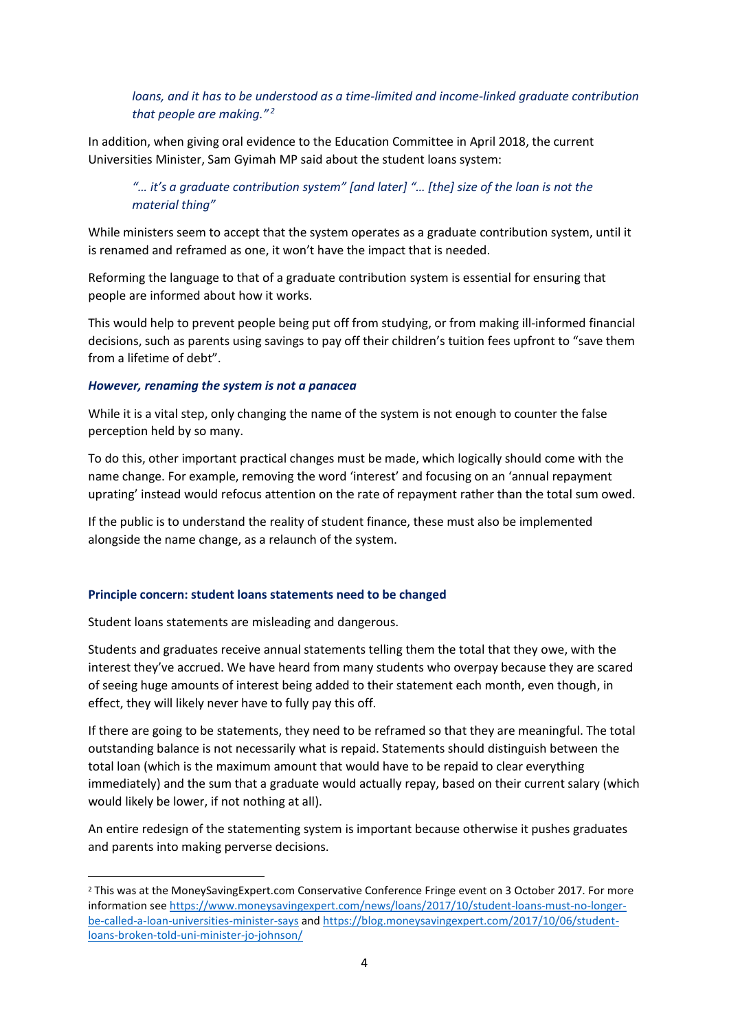*loans, and it has to be understood as a time-limited and income-linked graduate contribution that people are making."*[2]

In addition, when giving oral evidence to the Education Committee in April 2018, the current Universities Minister, Sam Gyimah MP said about the student loans system:

> *"… it's a graduate contribution system" [and later] "… [the] size of the loan is not the material thing"*

While ministers seem to accept that the system operates as a graduate contribution system, until it is renamed and reframed as one, it won't have the impact that is needed.

Reforming the language to that of a graduate contribution system is essential for ensuring that people are informed about how it works.

This would help to prevent people being put off from studying, or from making ill-informed financial decisions, such as parents using savings to pay off their children's tuition fees upfront to "save them from a lifetime of debt".

***However, renaming the system is not a panacea***

While it is a vital step, only changing the name of the system is not enough to counter the false perception held by so many.

To do this, other important practical changes must be made, which logically should come with the name change. For example, removing the word 'interest' and focusing on an 'annual repayment uprating' instead would refocus attention on the rate of repayment rather than the total sum owed.

If the public is to understand the reality of student finance, these must also be implemented alongside the name change, as a relaunch of the system.

### Principle concern: student loans statements need to be changed

Student loans statements are misleading and dangerous.

Students and graduates receive annual statements telling them the total that they owe, with the interest they've accrued. We have heard from many students who overpay because they are scared of seeing huge amounts of interest being added to their statement each month, even though, in effect, they will likely never have to fully pay this off.

If there are going to be statements, they need to be reframed so that they are meaningful. The total outstanding balance is not necessarily what is repaid. Statements should distinguish between the total loan (which is the maximum amount that would have to be repaid to clear everything immediately) and the sum that a graduate would actually repay, based on their current salary (which would likely be lower, if not nothing at all).

An entire redesign of the statementing system is important because otherwise it pushes graduates and parents into making perverse decisions.

---

[2] This was at the MoneySavingExpert.com Conservative Conference Fringe event on 3 October 2017. For more information see https://www.moneysavingexpert.com/news/loans/2017/10/student-loans-must-no-longer-be-called-a-loan-universities-minister-says and https://blog.moneysavingexpert.com/2017/10/06/student-loans-broken-told-uni-minister-jo-johnson/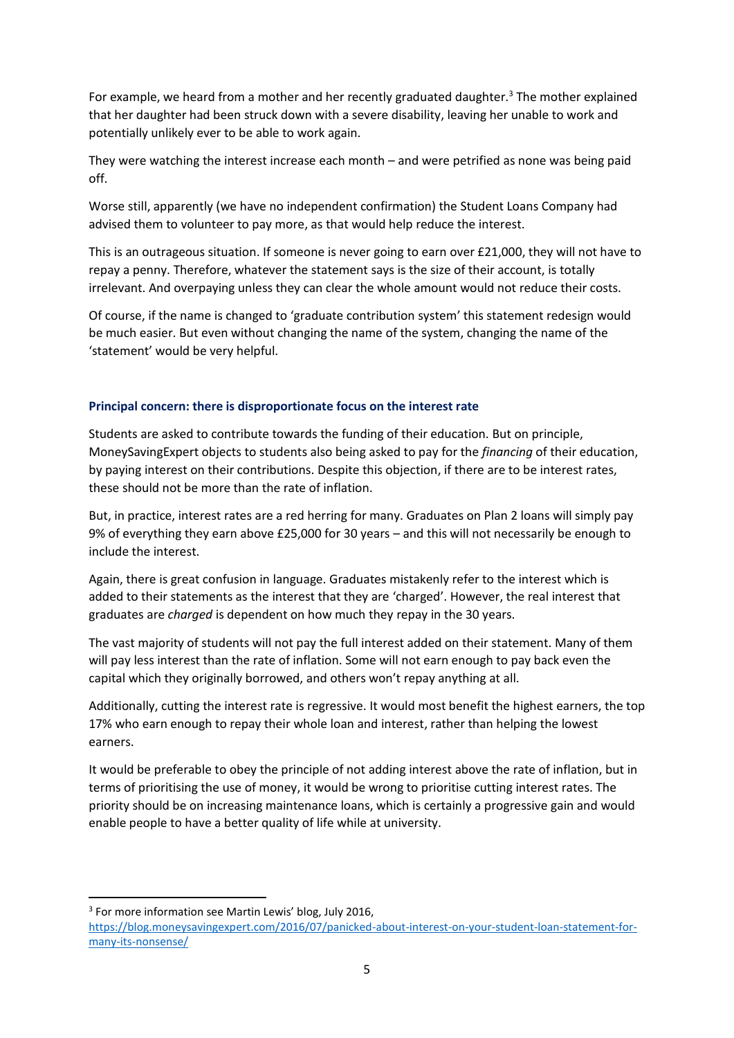For example, we heard from a mother and her recently graduated daughter.[3] The mother explained that her daughter had been struck down with a severe disability, leaving her unable to work and potentially unlikely ever to be able to work again.

They were watching the interest increase each month – and were petrified as none was being paid off.

Worse still, apparently (we have no independent confirmation) the Student Loans Company had advised them to volunteer to pay more, as that would help reduce the interest.

This is an outrageous situation. If someone is never going to earn over £21,000, they will not have to repay a penny. Therefore, whatever the statement says is the size of their account, is totally irrelevant. And overpaying unless they can clear the whole amount would not reduce their costs.

Of course, if the name is changed to 'graduate contribution system' this statement redesign would be much easier. But even without changing the name of the system, changing the name of the 'statement' would be very helpful.

### Principal concern: there is disproportionate focus on the interest rate

Students are asked to contribute towards the funding of their education. But on principle, MoneySavingExpert objects to students also being asked to pay for the *financing* of their education, by paying interest on their contributions. Despite this objection, if there are to be interest rates, these should not be more than the rate of inflation.

But, in practice, interest rates are a red herring for many. Graduates on Plan 2 loans will simply pay 9% of everything they earn above £25,000 for 30 years – and this will not necessarily be enough to include the interest.

Again, there is great confusion in language. Graduates mistakenly refer to the interest which is added to their statements as the interest that they are 'charged'. However, the real interest that graduates are *charged* is dependent on how much they repay in the 30 years.

The vast majority of students will not pay the full interest added on their statement. Many of them will pay less interest than the rate of inflation. Some will not earn enough to pay back even the capital which they originally borrowed, and others won't repay anything at all.

Additionally, cutting the interest rate is regressive. It would most benefit the highest earners, the top 17% who earn enough to repay their whole loan and interest, rather than helping the lowest earners.

It would be preferable to obey the principle of not adding interest above the rate of inflation, but in terms of prioritising the use of money, it would be wrong to prioritise cutting interest rates. The priority should be on increasing maintenance loans, which is certainly a progressive gain and would enable people to have a better quality of life while at university.

---

[3] For more information see Martin Lewis' blog, July 2016, https://blog.moneysavingexpert.com/2016/07/panicked-about-interest-on-your-student-loan-statement-for-many-its-nonsense/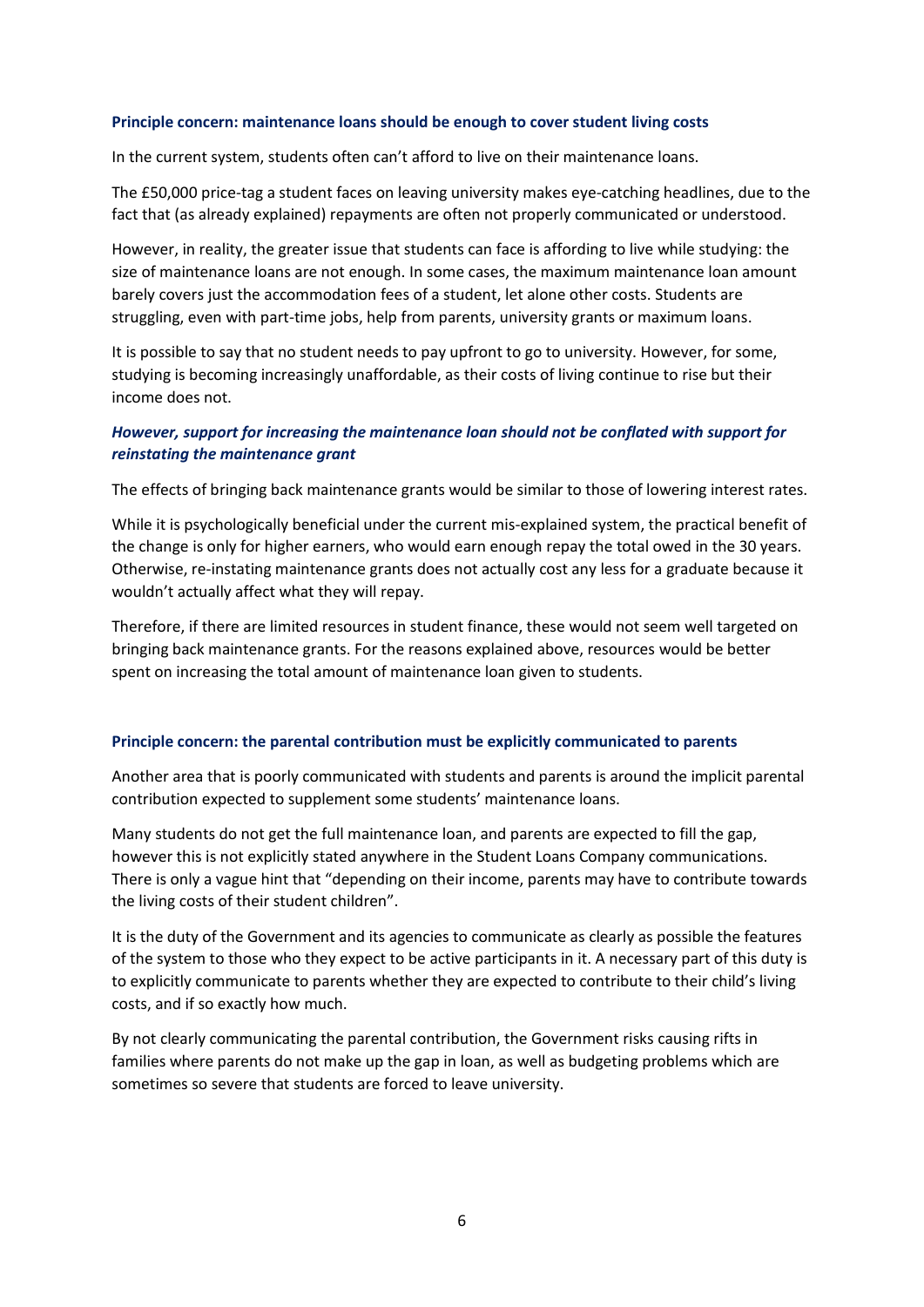### Principle concern: maintenance loans should be enough to cover student living costs

In the current system, students often can't afford to live on their maintenance loans.

The £50,000 price-tag a student faces on leaving university makes eye-catching headlines, due to the fact that (as already explained) repayments are often not properly communicated or understood.

However, in reality, the greater issue that students can face is affording to live while studying: the size of maintenance loans are not enough. In some cases, the maximum maintenance loan amount barely covers just the accommodation fees of a student, let alone other costs. Students are struggling, even with part-time jobs, help from parents, university grants or maximum loans.

It is possible to say that no student needs to pay upfront to go to university. However, for some, studying is becoming increasingly unaffordable, as their costs of living continue to rise but their income does not.

#### *However, support for increasing the maintenance loan should not be conflated with support for reinstating the maintenance grant*

The effects of bringing back maintenance grants would be similar to those of lowering interest rates.

While it is psychologically beneficial under the current mis-explained system, the practical benefit of the change is only for higher earners, who would earn enough repay the total owed in the 30 years. Otherwise, re-instating maintenance grants does not actually cost any less for a graduate because it wouldn't actually affect what they will repay.

Therefore, if there are limited resources in student finance, these would not seem well targeted on bringing back maintenance grants. For the reasons explained above, resources would be better spent on increasing the total amount of maintenance loan given to students.

### Principle concern: the parental contribution must be explicitly communicated to parents

Another area that is poorly communicated with students and parents is around the implicit parental contribution expected to supplement some students' maintenance loans.

Many students do not get the full maintenance loan, and parents are expected to fill the gap, however this is not explicitly stated anywhere in the Student Loans Company communications. There is only a vague hint that "depending on their income, parents may have to contribute towards the living costs of their student children".

It is the duty of the Government and its agencies to communicate as clearly as possible the features of the system to those who they expect to be active participants in it. A necessary part of this duty is to explicitly communicate to parents whether they are expected to contribute to their child's living costs, and if so exactly how much.

By not clearly communicating the parental contribution, the Government risks causing rifts in families where parents do not make up the gap in loan, as well as budgeting problems which are sometimes so severe that students are forced to leave university.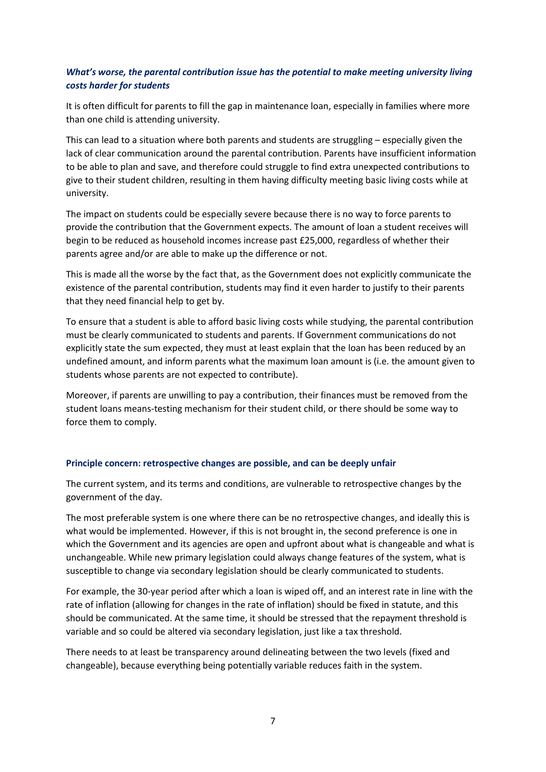### *What's worse, the parental contribution issue has the potential to make meeting university living costs harder for students*

It is often difficult for parents to fill the gap in maintenance loan, especially in families where more than one child is attending university.

This can lead to a situation where both parents and students are struggling – especially given the lack of clear communication around the parental contribution. Parents have insufficient information to be able to plan and save, and therefore could struggle to find extra unexpected contributions to give to their student children, resulting in them having difficulty meeting basic living costs while at university.

The impact on students could be especially severe because there is no way to force parents to provide the contribution that the Government expects. The amount of loan a student receives will begin to be reduced as household incomes increase past £25,000, regardless of whether their parents agree and/or are able to make up the difference or not.

This is made all the worse by the fact that, as the Government does not explicitly communicate the existence of the parental contribution, students may find it even harder to justify to their parents that they need financial help to get by.

To ensure that a student is able to afford basic living costs while studying, the parental contribution must be clearly communicated to students and parents. If Government communications do not explicitly state the sum expected, they must at least explain that the loan has been reduced by an undefined amount, and inform parents what the maximum loan amount is (i.e. the amount given to students whose parents are not expected to contribute).

Moreover, if parents are unwilling to pay a contribution, their finances must be removed from the student loans means-testing mechanism for their student child, or there should be some way to force them to comply.

## Principle concern: retrospective changes are possible, and can be deeply unfair

The current system, and its terms and conditions, are vulnerable to retrospective changes by the government of the day.

The most preferable system is one where there can be no retrospective changes, and ideally this is what would be implemented. However, if this is not brought in, the second preference is one in which the Government and its agencies are open and upfront about what is changeable and what is unchangeable. While new primary legislation could always change features of the system, what is susceptible to change via secondary legislation should be clearly communicated to students.

For example, the 30-year period after which a loan is wiped off, and an interest rate in line with the rate of inflation (allowing for changes in the rate of inflation) should be fixed in statute, and this should be communicated. At the same time, it should be stressed that the repayment threshold is variable and so could be altered via secondary legislation, just like a tax threshold.

There needs to at least be transparency around delineating between the two levels (fixed and changeable), because everything being potentially variable reduces faith in the system.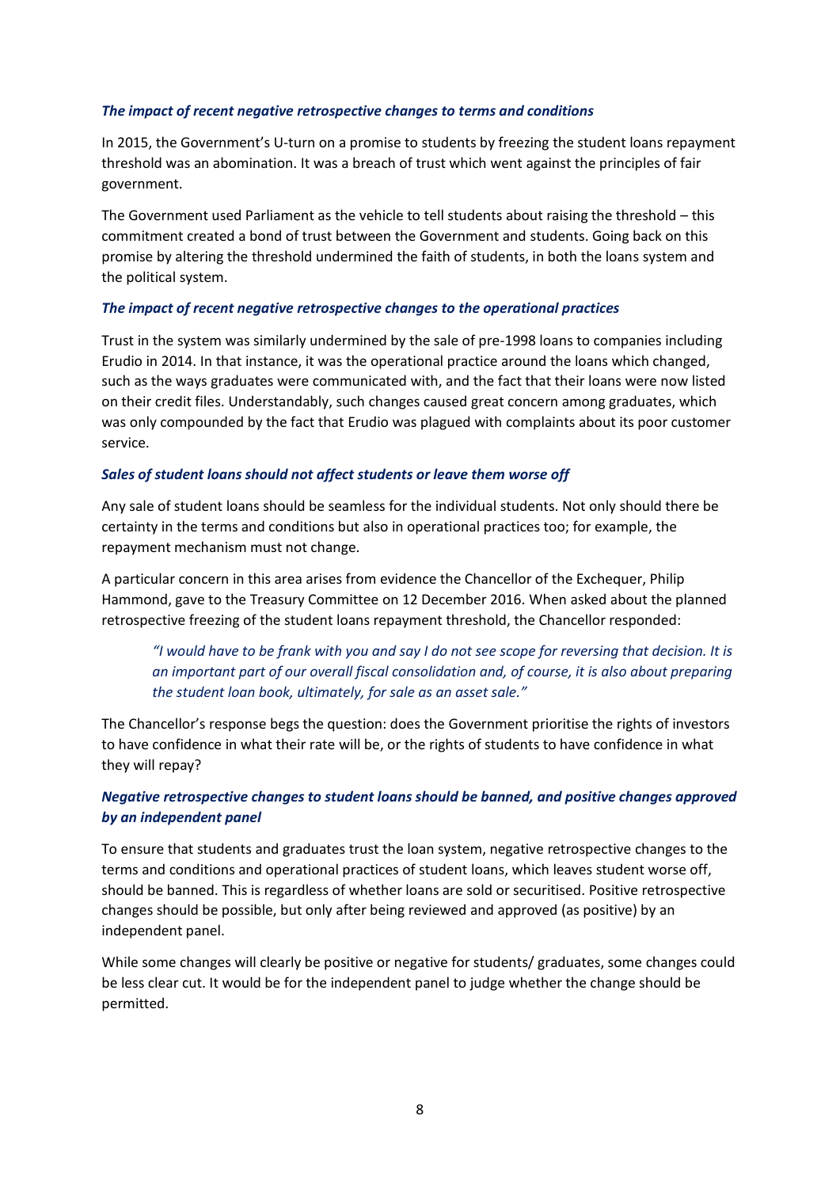### *The impact of recent negative retrospective changes to terms and conditions*

In 2015, the Government's U-turn on a promise to students by freezing the student loans repayment threshold was an abomination. It was a breach of trust which went against the principles of fair government.

The Government used Parliament as the vehicle to tell students about raising the threshold – this commitment created a bond of trust between the Government and students. Going back on this promise by altering the threshold undermined the faith of students, in both the loans system and the political system.

### *The impact of recent negative retrospective changes to the operational practices*

Trust in the system was similarly undermined by the sale of pre-1998 loans to companies including Erudio in 2014. In that instance, it was the operational practice around the loans which changed, such as the ways graduates were communicated with, and the fact that their loans were now listed on their credit files. Understandably, such changes caused great concern among graduates, which was only compounded by the fact that Erudio was plagued with complaints about its poor customer service.

### *Sales of student loans should not affect students or leave them worse off*

Any sale of student loans should be seamless for the individual students. Not only should there be certainty in the terms and conditions but also in operational practices too; for example, the repayment mechanism must not change.

A particular concern in this area arises from evidence the Chancellor of the Exchequer, Philip Hammond, gave to the Treasury Committee on 12 December 2016. When asked about the planned retrospective freezing of the student loans repayment threshold, the Chancellor responded:

> *"I would have to be frank with you and say I do not see scope for reversing that decision. It is an important part of our overall fiscal consolidation and, of course, it is also about preparing the student loan book, ultimately, for sale as an asset sale."*

The Chancellor's response begs the question: does the Government prioritise the rights of investors to have confidence in what their rate will be, or the rights of students to have confidence in what they will repay?

### *Negative retrospective changes to student loans should be banned, and positive changes approved by an independent panel*

To ensure that students and graduates trust the loan system, negative retrospective changes to the terms and conditions and operational practices of student loans, which leaves student worse off, should be banned. This is regardless of whether loans are sold or securitised. Positive retrospective changes should be possible, but only after being reviewed and approved (as positive) by an independent panel.

While some changes will clearly be positive or negative for students/ graduates, some changes could be less clear cut. It would be for the independent panel to judge whether the change should be permitted.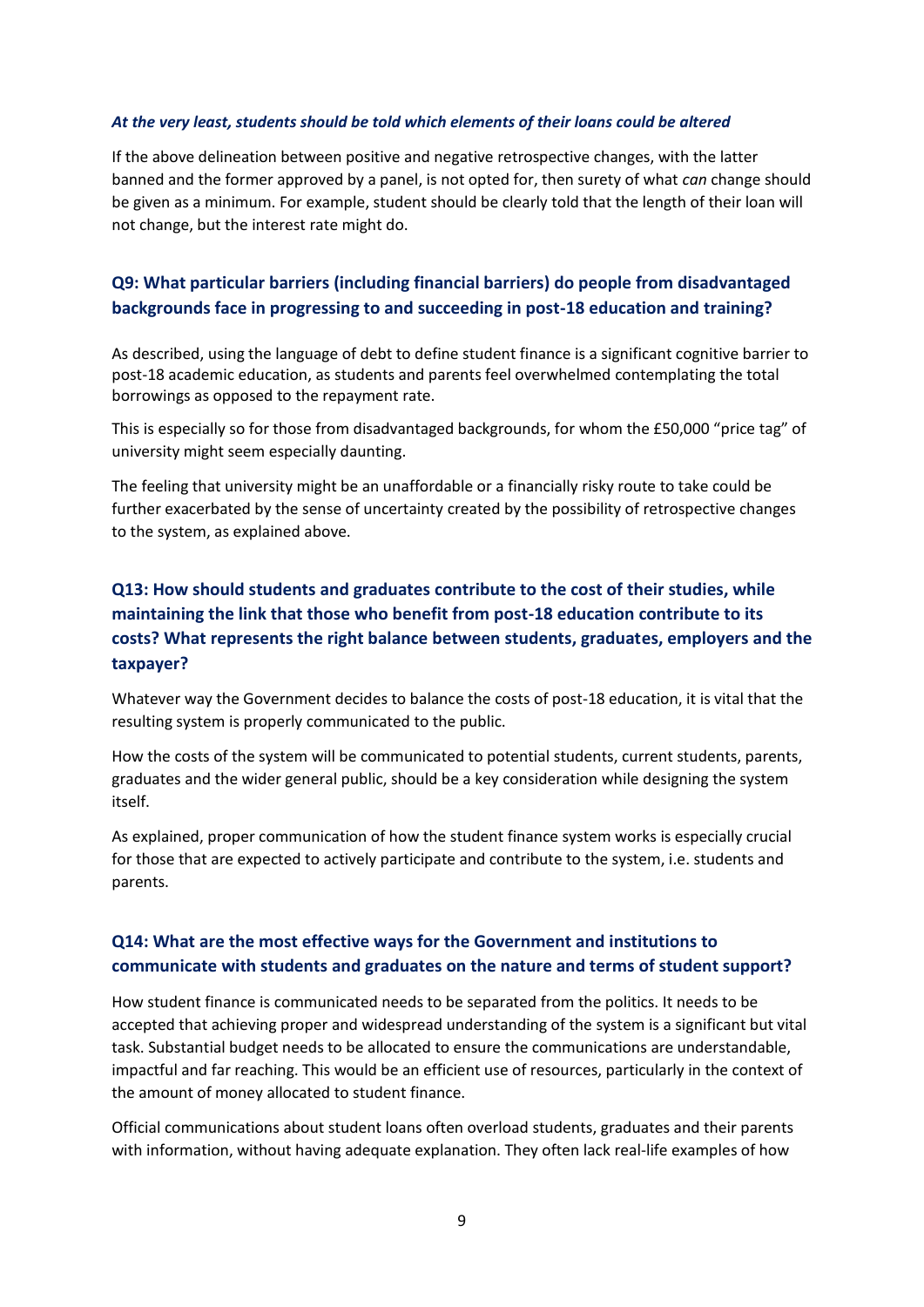***At the very least, students should be told which elements of their loans could be altered***

If the above delineation between positive and negative retrospective changes, with the latter banned and the former approved by a panel, is not opted for, then surety of what *can* change should be given as a minimum. For example, student should be clearly told that the length of their loan will not change, but the interest rate might do.

## Q9: What particular barriers (including financial barriers) do people from disadvantaged backgrounds face in progressing to and succeeding in post-18 education and training?

As described, using the language of debt to define student finance is a significant cognitive barrier to post-18 academic education, as students and parents feel overwhelmed contemplating the total borrowings as opposed to the repayment rate.

This is especially so for those from disadvantaged backgrounds, for whom the £50,000 "price tag" of university might seem especially daunting.

The feeling that university might be an unaffordable or a financially risky route to take could be further exacerbated by the sense of uncertainty created by the possibility of retrospective changes to the system, as explained above.

## Q13: How should students and graduates contribute to the cost of their studies, while maintaining the link that those who benefit from post-18 education contribute to its costs? What represents the right balance between students, graduates, employers and the taxpayer?

Whatever way the Government decides to balance the costs of post-18 education, it is vital that the resulting system is properly communicated to the public.

How the costs of the system will be communicated to potential students, current students, parents, graduates and the wider general public, should be a key consideration while designing the system itself.

As explained, proper communication of how the student finance system works is especially crucial for those that are expected to actively participate and contribute to the system, i.e. students and parents.

## Q14: What are the most effective ways for the Government and institutions to communicate with students and graduates on the nature and terms of student support?

How student finance is communicated needs to be separated from the politics. It needs to be accepted that achieving proper and widespread understanding of the system is a significant but vital task. Substantial budget needs to be allocated to ensure the communications are understandable, impactful and far reaching. This would be an efficient use of resources, particularly in the context of the amount of money allocated to student finance.

Official communications about student loans often overload students, graduates and their parents with information, without having adequate explanation. They often lack real-life examples of how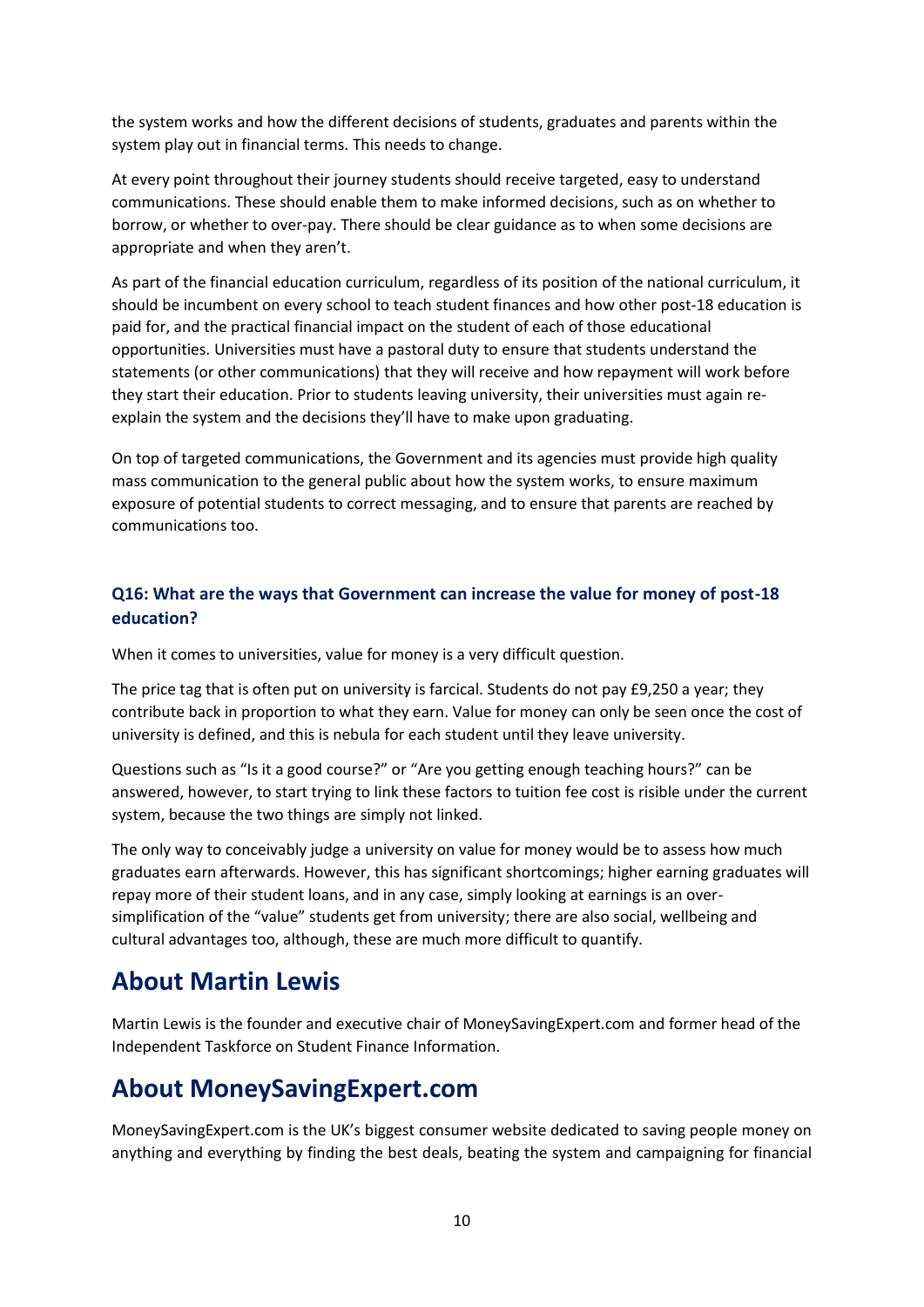the system works and how the different decisions of students, graduates and parents within the system play out in financial terms. This needs to change.

At every point throughout their journey students should receive targeted, easy to understand communications. These should enable them to make informed decisions, such as on whether to borrow, or whether to over-pay. There should be clear guidance as to when some decisions are appropriate and when they aren't.

As part of the financial education curriculum, regardless of its position of the national curriculum, it should be incumbent on every school to teach student finances and how other post-18 education is paid for, and the practical financial impact on the student of each of those educational opportunities. Universities must have a pastoral duty to ensure that students understand the statements (or other communications) that they will receive and how repayment will work before they start their education. Prior to students leaving university, their universities must again re-explain the system and the decisions they'll have to make upon graduating.

On top of targeted communications, the Government and its agencies must provide high quality mass communication to the general public about how the system works, to ensure maximum exposure of potential students to correct messaging, and to ensure that parents are reached by communications too.

### Q16: What are the ways that Government can increase the value for money of post-18 education?

When it comes to universities, value for money is a very difficult question.

The price tag that is often put on university is farcical. Students do not pay £9,250 a year; they contribute back in proportion to what they earn. Value for money can only be seen once the cost of university is defined, and this is nebula for each student until they leave university.

Questions such as "Is it a good course?" or "Are you getting enough teaching hours?" can be answered, however, to start trying to link these factors to tuition fee cost is risible under the current system, because the two things are simply not linked.

The only way to conceivably judge a university on value for money would be to assess how much graduates earn afterwards. However, this has significant shortcomings; higher earning graduates will repay more of their student loans, and in any case, simply looking at earnings is an over-simplification of the "value" students get from university; there are also social, wellbeing and cultural advantages too, although, these are much more difficult to quantify.

## About Martin Lewis

Martin Lewis is the founder and executive chair of MoneySavingExpert.com and former head of the Independent Taskforce on Student Finance Information.

## About MoneySavingExpert.com

MoneySavingExpert.com is the UK's biggest consumer website dedicated to saving people money on anything and everything by finding the best deals, beating the system and campaigning for financial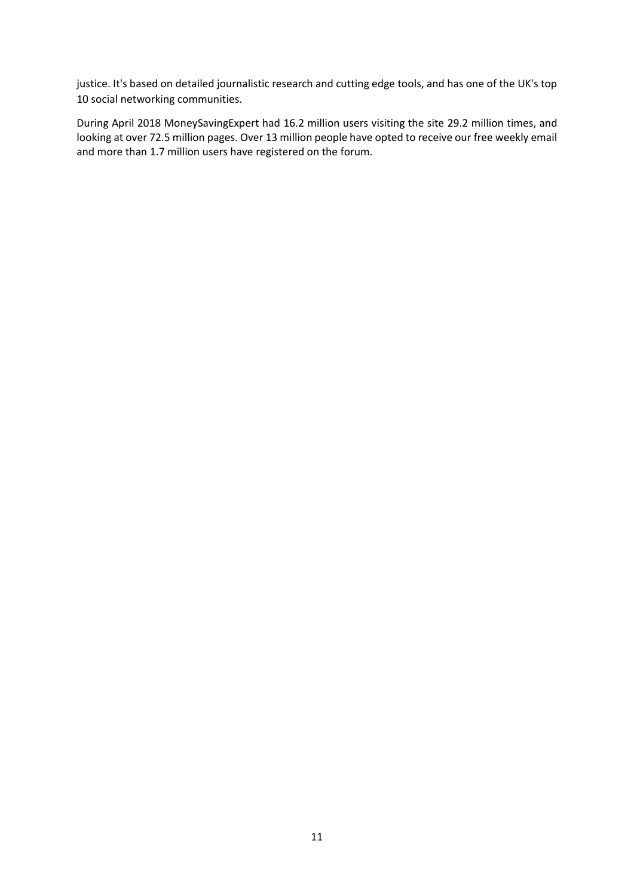justice. It's based on detailed journalistic research and cutting edge tools, and has one of the UK's top 10 social networking communities.

During April 2018 MoneySavingExpert had 16.2 million users visiting the site 29.2 million times, and looking at over 72.5 million pages. Over 13 million people have opted to receive our free weekly email and more than 1.7 million users have registered on the forum.